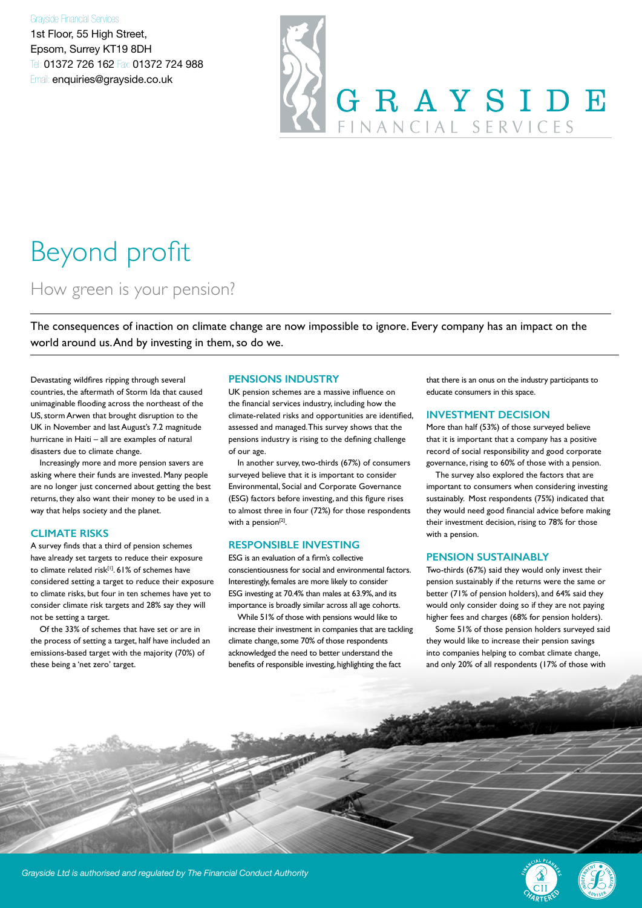Grayside Financial Services
1st Floor, 55 High Street,
Epsom, Surrey KT19 8DH
Tel: 01372 726 162 Fax: 01372 724 988
Email: enquiries@grayside.co.uk

GRAYSIDE FINANCIAL SERVICES

# Beyond profit

## How green is your pension?

The consequences of inaction on climate change are now impossible to ignore. Every company has an impact on the world around us. And by investing in them, so do we.

Devastating wildfires ripping through several countries, the aftermath of Storm Ida that caused unimaginable flooding across the northeast of the US, storm Arwen that brought disruption to the UK in November and last August's 7.2 magnitude hurricane in Haiti – all are examples of natural disasters due to climate change.

Increasingly more and more pension savers are asking where their funds are invested. Many people are no longer just concerned about getting the best returns, they also want their money to be used in a way that helps society and the planet.

### CLIMATE RISKS

A survey finds that a third of pension schemes have already set targets to reduce their exposure to climate related risk[1]. 61% of schemes have considered setting a target to reduce their exposure to climate risks, but four in ten schemes have yet to consider climate risk targets and 28% say they will not be setting a target.

Of the 33% of schemes that have set or are in the process of setting a target, half have included an emissions-based target with the majority (70%) of these being a 'net zero' target.

### PENSIONS INDUSTRY

UK pension schemes are a massive influence on the financial services industry, including how the climate-related risks and opportunities are identified, assessed and managed. This survey shows that the pensions industry is rising to the defining challenge of our age.

In another survey, two-thirds (67%) of consumers surveyed believe that it is important to consider Environmental, Social and Corporate Governance (ESG) factors before investing, and this figure rises to almost three in four (72%) for those respondents with a pension[2].

### RESPONSIBLE INVESTING

ESG is an evaluation of a firm's collective conscientiousness for social and environmental factors. Interestingly, females are more likely to consider ESG investing at 70.4% than males at 63.9%, and its importance is broadly similar across all age cohorts.

While 51% of those with pensions would like to increase their investment in companies that are tackling climate change, some 70% of those respondents acknowledged the need to better understand the benefits of responsible investing, highlighting the fact that there is an onus on the industry participants to educate consumers in this space.

### INVESTMENT DECISION

More than half (53%) of those surveyed believe that it is important that a company has a positive record of social responsibility and good corporate governance, rising to 60% of those with a pension.

The survey also explored the factors that are important to consumers when considering investing sustainably. Most respondents (75%) indicated that they would need good financial advice before making their investment decision, rising to 78% for those with a pension.

### PENSION SUSTAINABLY

Two-thirds (67%) said they would only invest their pension sustainably if the returns were the same or better (71% of pension holders), and 64% said they would only consider doing so if they are not paying higher fees and charges (68% for pension holders).

Some 51% of those pension holders surveyed said they would like to increase their pension savings into companies helping to combat climate change, and only 20% of all respondents (17% of those with

*Grayside Ltd is authorised and regulated by The Financial Conduct Authority*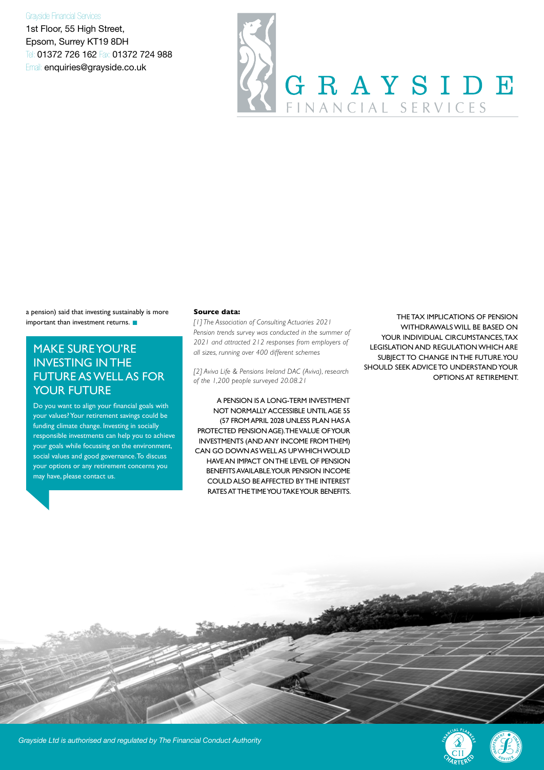Grayside Financial Services
1st Floor, 55 High Street,
Epsom, Surrey KT19 8DH
Tel: 01372 726 162 Fax: 01372 724 988
Email: enquiries@grayside.co.uk

GRAYSIDE
FINANCIAL SERVICES

a pension) said that investing sustainably is more important than investment returns. ■

## MAKE SURE YOU'RE INVESTING IN THE FUTURE AS WELL AS FOR YOUR FUTURE

Do you want to align your financial goals with your values? Your retirement savings could be funding climate change. Investing in socially responsible investments can help you to achieve your goals while focussing on the environment, social values and good governance. To discuss your options or any retirement concerns you may have, please contact us.

**Source data:**

*[1] The Association of Consulting Actuaries 2021 Pension trends survey was conducted in the summer of 2021 and attracted 212 responses from employers of all sizes, running over 400 different schemes*

*[2] Aviva Life & Pensions Ireland DAC (Aviva), research of the 1,200 people surveyed 20.08.21*

A PENSION IS A LONG-TERM INVESTMENT NOT NORMALLY ACCESSIBLE UNTIL AGE 55 (57 FROM APRIL 2028 UNLESS PLAN HAS A PROTECTED PENSION AGE). THE VALUE OF YOUR INVESTMENTS (AND ANY INCOME FROM THEM) CAN GO DOWN AS WELL AS UP WHICH WOULD HAVE AN IMPACT ON THE LEVEL OF PENSION BENEFITS AVAILABLE. YOUR PENSION INCOME COULD ALSO BE AFFECTED BY THE INTEREST RATES AT THE TIME YOU TAKE YOUR BENEFITS.

THE TAX IMPLICATIONS OF PENSION WITHDRAWALS WILL BE BASED ON YOUR INDIVIDUAL CIRCUMSTANCES, TAX LEGISLATION AND REGULATION WHICH ARE SUBJECT TO CHANGE IN THE FUTURE. YOU SHOULD SEEK ADVICE TO UNDERSTAND YOUR OPTIONS AT RETIREMENT.

*Grayside Ltd is authorised and regulated by The Financial Conduct Authority*